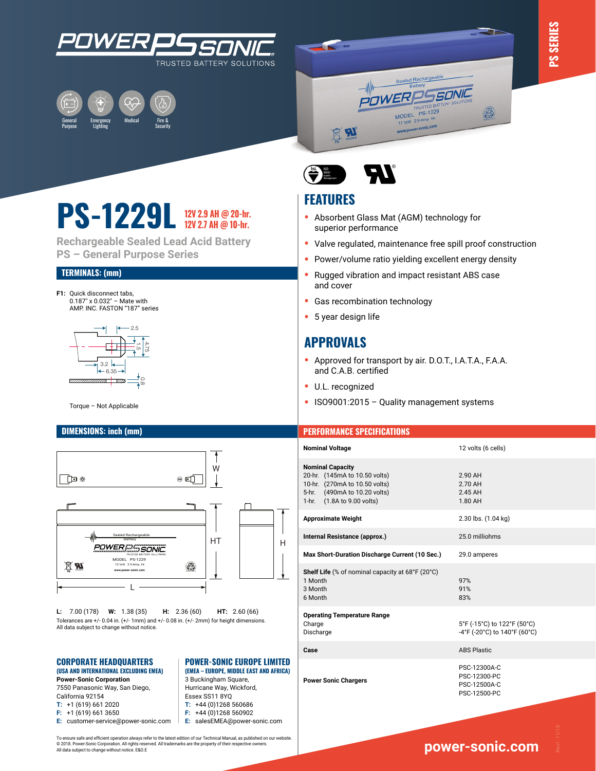POWER SONIC

TRUSTED BATTERY SOLUTIONS

General Purpose | Emergency Lighting | Medical | Fire & Security

PS SERIES

# PS-1229L

**12V 2.9 AH @ 20-hr.**
**12V 2.7 AH @ 10-hr.**

## Rechargeable Sealed Lead Acid Battery
## PS – General Purpose Series

## TERMINALS: (mm)

**F1:** Quick disconnect tabs, 0.187" x 0.032" – Mate with AMP. INC. FASTON "187" series

2.5, 1.5, 4.75, 3.2, 6.35, 0.8

Torque – Not Applicable

## FEATURES

- Absorbent Glass Mat (AGM) technology for superior performance
- Valve regulated, maintenance free spill proof construction
- Power/volume ratio yielding excellent energy density
- Rugged vibration and impact resistant ABS case and cover
- Gas recombination technology
- 5 year design life

## APPROVALS

- Approved for transport by air. D.O.T., I.A.T.A., F.A.A. and C.A.B. certified
- U.L. recognized
- ISO9001:2015 – Quality management systems

## DIMENSIONS: inch (mm)

**L:** 7.00 (178) **W:** 1.38 (35) **H:** 2.36 (60) **HT:** 2.60 (66)

Tolerances are +/- 0.04 in. (+/- 1mm) and +/- 0.08 in. (+/- 2mm) for height dimensions.
All data subject to change without notice.

## PERFORMANCE SPECIFICATIONS

| | |
|---|---|
| **Nominal Voltage** | 12 volts (6 cells) |
| **Nominal Capacity** | |
| 20-hr. (145mA to 10.50 volts) | 2.90 AH |
| 10-hr. (270mA to 10.50 volts) | 2.70 AH |
| 5-hr. (490mA to 10.20 volts) | 2.45 AH |
| 1-hr. (1.8A to 9.00 volts) | 1.80 AH |
| **Approximate Weight** | 2.30 lbs. (1.04 kg) |
| **Internal Resistance (approx.)** | 25.0 milliohms |
| **Max Short-Duration Discharge Current (10 Sec.)** | 29.0 amperes |
| **Shelf Life** (% of nominal capacity at 68°F (20°C) | |
| 1 Month | 97% |
| 3 Month | 91% |
| 6 Month | 83% |
| **Operating Temperature Range** | |
| Charge | 5°F (-15°C) to 122°F (50°C) |
| Discharge | -4°F (-20°C) to 140°F (60°C) |
| **Case** | ABS Plastic |
| **Power Sonic Chargers** | PSC-12300A-C<br>PSC-12300-PC<br>PSC-12500A-C<br>PSC-12500-PC |

## CORPORATE HEADQUARTERS
**(USA AND INTERNATIONAL EXCLUDING EMEA)**

**Power-Sonic Corporation**
7550 Panasonic Way, San Diego,
California 92154
**T:** +1 (619) 661 2020
**F:** +1 (619) 661 3650
**E:** customer-service@power-sonic.com

## POWER-SONIC EUROPE LIMITED
**(EMEA – EUROPE, MIDDLE EAST AND AFRICA)**

3 Buckingham Square,
Hurricane Way, Wickford,
Essex SS11 8YQ
**T:** +44 (0)1268 560686
**F:** +44 (0)1268 560902
**E:** salesEMEA@power-sonic.com

To ensure safe and efficient operation always refer to the latest edition of our Technical Manual, as published on our website.
© 2018. Power-Sonic Corporation. All rights reserved. All trademarks are the property of their respective owners.
All data subject to change without notice. E&O.E

power-sonic.com

Rev1: 11/18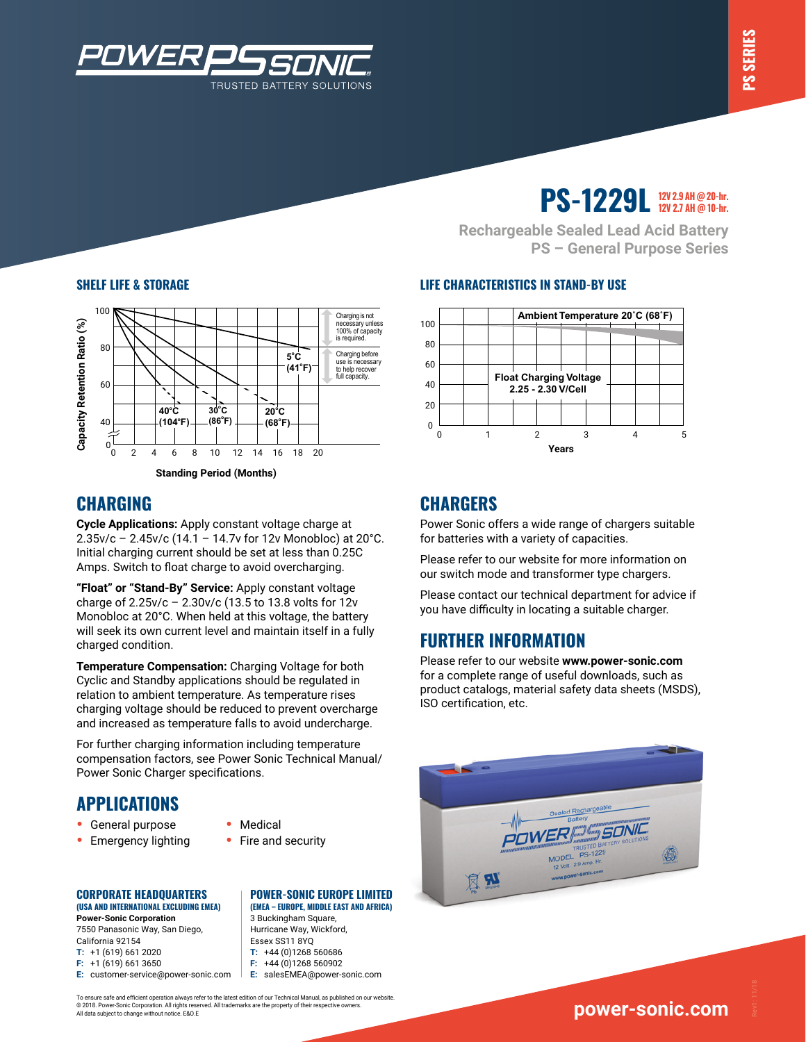# PS-1229L

12V 2.9 AH @ 20-hr.
12V 2.7 AH @ 10-hr.

Rechargeable Sealed Lead Acid Battery
PS – General Purpose Series

## SHELF LIFE & STORAGE

Capacity Retention Ratio (%)
100
80
60
40
0
0 2 4 6 8 10 12 14 16 18 20
Standing Period (Months)
40˚C (104˚F)
30˚C (86˚F)
20˚C (68˚F)
5˚C (41˚F)
Charging is not necessary unless 100% of capacity is required.
Charging before use is necessary to help recover full capacity.

## LIFE CHARACTERISTICS IN STAND-BY USE

Ambient Temperature 20˚C (68˚F)
Float Charging Voltage 2.25 - 2.30 V/Cell
100
80
60
40
20
0
0 1 2 3 4 5
Years

## CHARGING

**Cycle Applications:** Apply constant voltage charge at 2.35v/c – 2.45v/c (14.1 – 14.7v for 12v Monobloc) at 20°C. Initial charging current should be set at less than 0.25C Amps. Switch to float charge to avoid overcharging.

**"Float" or "Stand-By" Service:** Apply constant voltage charge of 2.25v/c – 2.30v/c (13.5 to 13.8 volts for 12v Monobloc at 20°C. When held at this voltage, the battery will seek its own current level and maintain itself in a fully charged condition.

**Temperature Compensation:** Charging Voltage for both Cyclic and Standby applications should be regulated in relation to ambient temperature. As temperature rises charging voltage should be reduced to prevent overcharge and increased as temperature falls to avoid undercharge.

For further charging information including temperature compensation factors, see Power Sonic Technical Manual/ Power Sonic Charger specifications.

## APPLICATIONS

- General purpose
- Emergency lighting
- Medical
- Fire and security

## CHARGERS

Power Sonic offers a wide range of chargers suitable for batteries with a variety of capacities.

Please refer to our website for more information on our switch mode and transformer type chargers.

Please contact our technical department for advice if you have difficulty in locating a suitable charger.

## FURTHER INFORMATION

Please refer to our website **www.power-sonic.com** for a complete range of useful downloads, such as product catalogs, material safety data sheets (MSDS), ISO certification, etc.

### CORPORATE HEADQUARTERS
**(USA AND INTERNATIONAL EXCLUDING EMEA)**

**Power-Sonic Corporation**
7550 Panasonic Way, San Diego,
California 92154
**T:** +1 (619) 661 2020
**F:** +1 (619) 661 3650
**E:** customer-service@power-sonic.com

### POWER-SONIC EUROPE LIMITED
**(EMEA – EUROPE, MIDDLE EAST AND AFRICA)**

3 Buckingham Square,
Hurricane Way, Wickford,
Essex SS11 8YQ
**T:** +44 (0)1268 560686
**F:** +44 (0)1268 560902
**E:** salesEMEA@power-sonic.com

To ensure safe and efficient operation always refer to the latest edition of our Technical Manual, as published on our website.
© 2018. Power-Sonic Corporation. All rights reserved. All trademarks are the property of their respective owners.
All data subject to change without notice. E&O.E

power-sonic.com